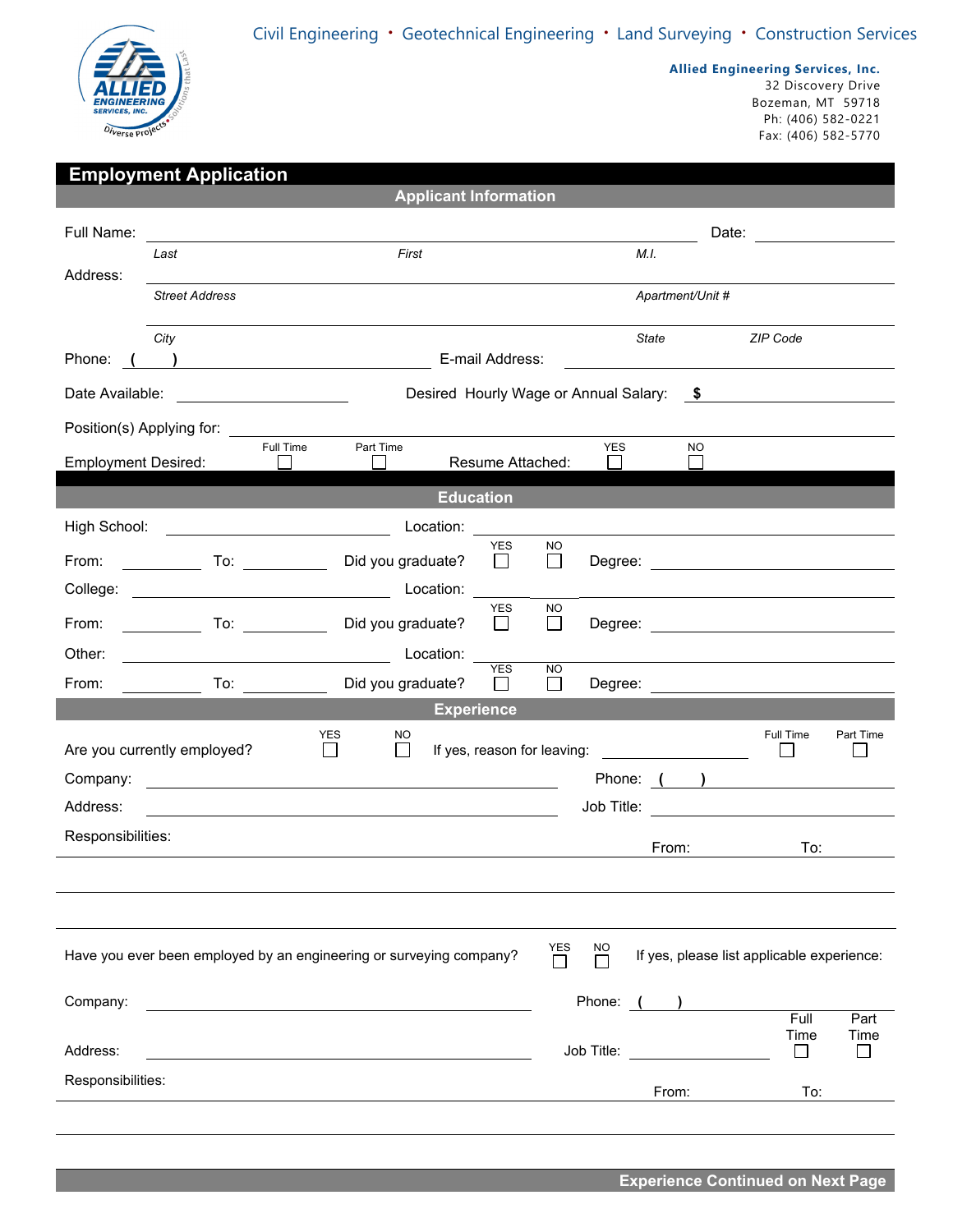Civil Engineering • Geotechnical Engineering • Land Surveying • Construction Services

**Allied Engineering Services, Inc.**
32 Discovery Drive
Bozeman, MT 59718
Ph: (406) 582-0221
Fax: (406) 582-5770

# Employment Application

## Applicant Information

Full Name: ______________________________________ Date: ____________
*Last* *First* *M.I.*

Address: ______________________________________
*Street Address* *Apartment/Unit #*

______________________________________
*City* *State* *ZIP Code*

Phone: ( ) ____________ E-mail Address: ____________

Date Available: ____________ Desired Hourly Wage or Annual Salary: $ ____________

Position(s) Applying for: ____________

Employment Desired: ☐ Full Time ☐ Part Time Resume Attached: ☐ YES ☐ NO

## Education

High School: ____________ Location: ____________

From: ________ To: ________ Did you graduate? ☐ YES ☐ NO Degree: ____________

College: ____________ Location: ____________

From: ________ To: ________ Did you graduate? ☐ YES ☐ NO Degree: ____________

Other: ____________ Location: ____________

From: ________ To: ________ Did you graduate? ☐ YES ☐ NO Degree: ____________

## Experience

Are you currently employed? ☐ YES ☐ NO If yes, reason for leaving: ____________ ☐ Full Time ☐ Part Time

Company: ____________ Phone: ( ) ____________

Address: ____________ Job Title: ____________

Responsibilities: From: To:

______________________________________

______________________________________

Have you ever been employed by an engineering or surveying company? ☐ YES ☐ NO If yes, please list applicable experience:

Company: ____________ Phone: ( ) ____________

Address: ____________ Job Title: ____________ ☐ Full Time ☐ Part Time

Responsibilities: From: To:

______________________________________

**Experience Continued on Next Page**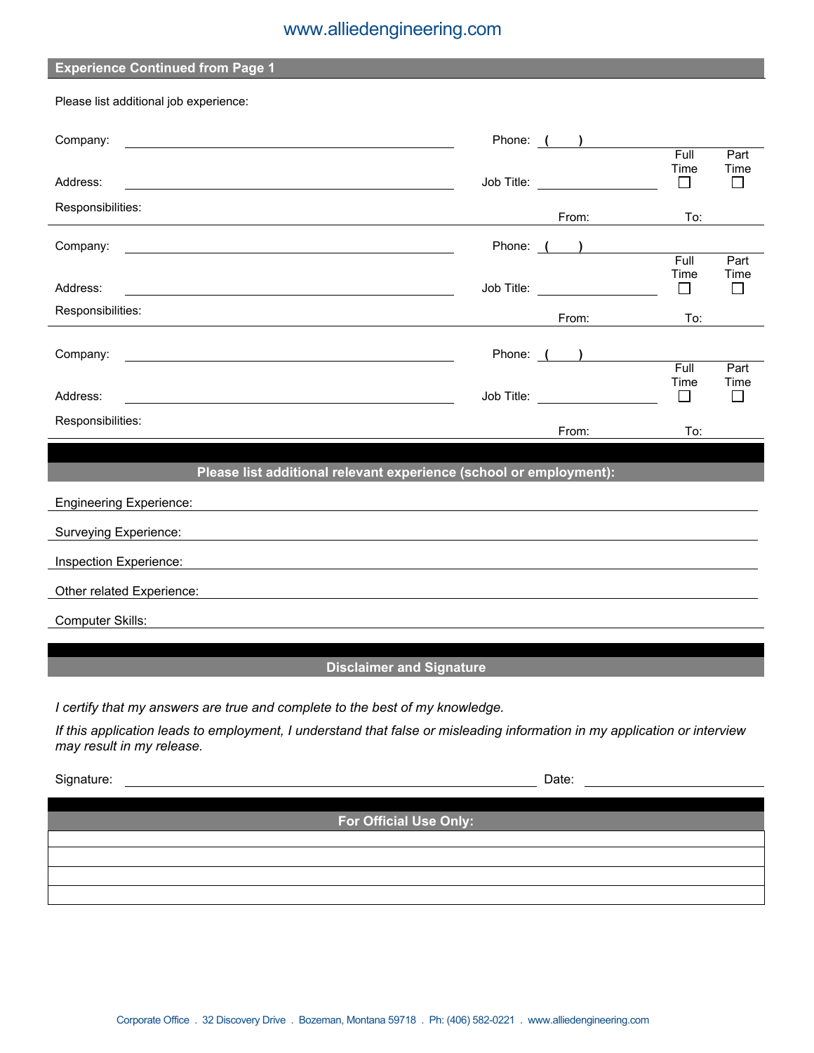## Experience Continued from Page 1

Please list additional job experience:

Company: ______________________ Phone: ( )

Address: ______________________ Job Title: ______________ Full Time ☐ Part Time ☐

Responsibilities: From: To:

---

Company: ______________________ Phone: ( )

Address: ______________________ Job Title: ______________ Full Time ☐ Part Time ☐

Responsibilities: From: To:

---

Company: ______________________ Phone: ( )

Address: ______________________ Job Title: ______________ Full Time ☐ Part Time ☐

Responsibilities: From: To:

---

## Please list additional relevant experience (school or employment):

Engineering Experience: ______________________

Surveying Experience: ______________________

Inspection Experience: ______________________

Other related Experience: ______________________

Computer Skills: ______________________

## Disclaimer and Signature

*I certify that my answers are true and complete to the best of my knowledge.*

*If this application leads to employment, I understand that false or misleading information in my application or interview may result in my release.*

Signature: ______________________ Date: ______________

## For Official Use Only:

| |
|---|
| |
| |
| |
| |

Corporate Office . 32 Discovery Drive . Bozeman, Montana 59718 . Ph: (406) 582-0221 . www.alliedengineering.com